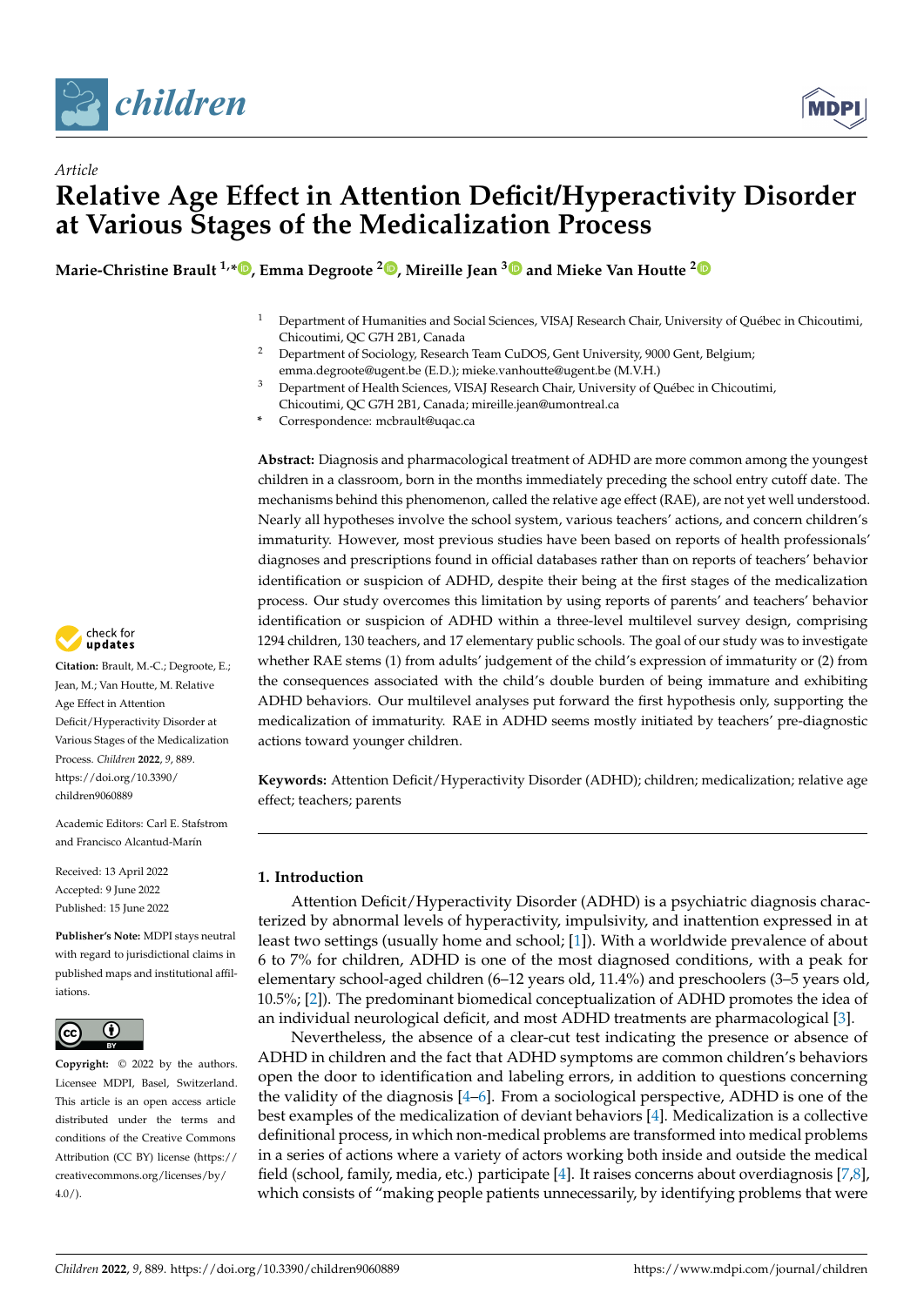*Article*

# Relative Age Effect in Attention Deficit/Hyperactivity Disorder at Various Stages of the Medicalization Process

**Marie-Christine Brault [1,*], Emma Degroote [2], Mireille Jean [3] and Mieke Van Houtte [2]**

[1] Department of Humanities and Social Sciences, VISAJ Research Chair, University of Québec in Chicoutimi, Chicoutimi, QC G7H 2B1, Canada

[2] Department of Sociology, Research Team CuDOS, Gent University, 9000 Gent, Belgium; emma.degroote@ugent.be (E.D.); mieke.vanhoutte@ugent.be (M.V.H.)

[3] Department of Health Sciences, VISAJ Research Chair, University of Québec in Chicoutimi, Chicoutimi, QC G7H 2B1, Canada; mireille.jean@umontreal.ca

* Correspondence: mcbrault@uqac.ca

**Abstract:** Diagnosis and pharmacological treatment of ADHD are more common among the youngest children in a classroom, born in the months immediately preceding the school entry cutoff date. The mechanisms behind this phenomenon, called the relative age effect (RAE), are not yet well understood. Nearly all hypotheses involve the school system, various teachers' actions, and concern children's immaturity. However, most previous studies have been based on reports of health professionals' diagnoses and prescriptions found in official databases rather than on reports of teachers' behavior identification or suspicion of ADHD, despite their being at the first stages of the medicalization process. Our study overcomes this limitation by using reports of parents' and teachers' behavior identification or suspicion of ADHD within a three-level multilevel survey design, comprising 1294 children, 130 teachers, and 17 elementary public schools. The goal of our study was to investigate whether RAE stems (1) from adults' judgement of the child's expression of immaturity or (2) from the consequences associated with the child's double burden of being immature and exhibiting ADHD behaviors. Our multilevel analyses put forward the first hypothesis only, supporting the medicalization of immaturity. RAE in ADHD seems mostly initiated by teachers' pre-diagnostic actions toward younger children.

**Keywords:** Attention Deficit/Hyperactivity Disorder (ADHD); children; medicalization; relative age effect; teachers; parents

**Citation:** Brault, M.-C.; Degroote, E.; Jean, M.; Van Houtte, M. Relative Age Effect in Attention Deficit/Hyperactivity Disorder at Various Stages of the Medicalization Process. *Children* **2022**, *9*, 889. https://doi.org/10.3390/children9060889

Academic Editors: Carl E. Stafstrom and Francisco Alcantud-Marín

Received: 13 April 2022
Accepted: 9 June 2022
Published: 15 June 2022

**Publisher's Note:** MDPI stays neutral with regard to jurisdictional claims in published maps and institutional affiliations.

**Copyright:** © 2022 by the authors. Licensee MDPI, Basel, Switzerland. This article is an open access article distributed under the terms and conditions of the Creative Commons Attribution (CC BY) license (https://creativecommons.org/licenses/by/4.0/).

## 1. Introduction

Attention Deficit/Hyperactivity Disorder (ADHD) is a psychiatric diagnosis characterized by abnormal levels of hyperactivity, impulsivity, and inattention expressed in at least two settings (usually home and school; [1]). With a worldwide prevalence of about 6 to 7% for children, ADHD is one of the most diagnosed conditions, with a peak for elementary school-aged children (6–12 years old, 11.4%) and preschoolers (3–5 years old, 10.5%; [2]). The predominant biomedical conceptualization of ADHD promotes the idea of an individual neurological deficit, and most ADHD treatments are pharmacological [3].

Nevertheless, the absence of a clear-cut test indicating the presence or absence of ADHD in children and the fact that ADHD symptoms are common children's behaviors open the door to identification and labeling errors, in addition to questions concerning the validity of the diagnosis [4–6]. From a sociological perspective, ADHD is one of the best examples of the medicalization of deviant behaviors [4]. Medicalization is a collective definitional process, in which non-medical problems are transformed into medical problems in a series of actions where a variety of actors working both inside and outside the medical field (school, family, media, etc.) participate [4]. It raises concerns about overdiagnosis [7,8], which consists of "making people patients unnecessarily, by identifying problems that were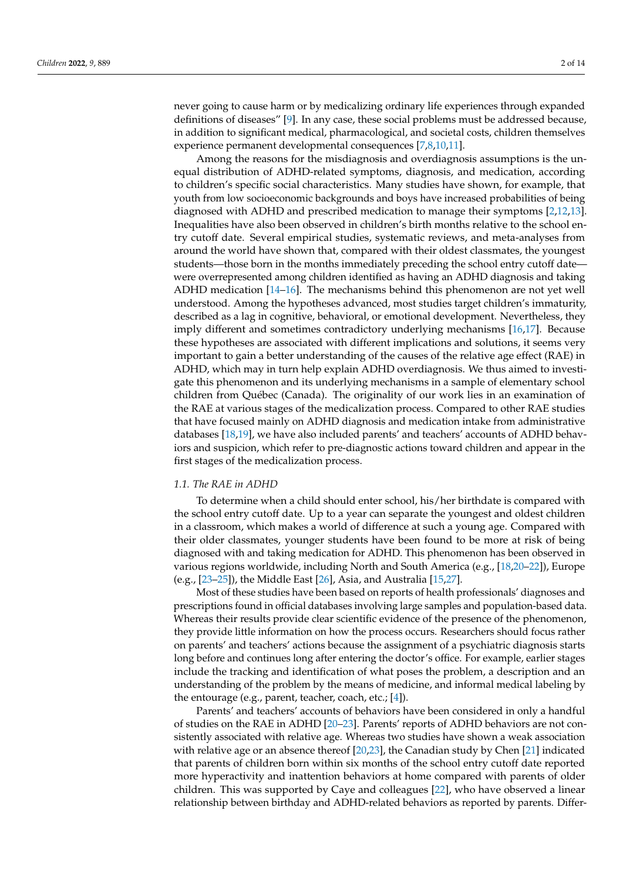never going to cause harm or by medicalizing ordinary life experiences through expanded definitions of diseases" [9]. In any case, these social problems must be addressed because, in addition to significant medical, pharmacological, and societal costs, children themselves experience permanent developmental consequences [7,8,10,11].

Among the reasons for the misdiagnosis and overdiagnosis assumptions is the unequal distribution of ADHD-related symptoms, diagnosis, and medication, according to children's specific social characteristics. Many studies have shown, for example, that youth from low socioeconomic backgrounds and boys have increased probabilities of being diagnosed with ADHD and prescribed medication to manage their symptoms [2,12,13]. Inequalities have also been observed in children's birth months relative to the school entry cutoff date. Several empirical studies, systematic reviews, and meta-analyses from around the world have shown that, compared with their oldest classmates, the youngest students—those born in the months immediately preceding the school entry cutoff date—were overrepresented among children identified as having an ADHD diagnosis and taking ADHD medication [14–16]. The mechanisms behind this phenomenon are not yet well understood. Among the hypotheses advanced, most studies target children's immaturity, described as a lag in cognitive, behavioral, or emotional development. Nevertheless, they imply different and sometimes contradictory underlying mechanisms [16,17]. Because these hypotheses are associated with different implications and solutions, it seems very important to gain a better understanding of the causes of the relative age effect (RAE) in ADHD, which may in turn help explain ADHD overdiagnosis. We thus aimed to investigate this phenomenon and its underlying mechanisms in a sample of elementary school children from Québec (Canada). The originality of our work lies in an examination of the RAE at various stages of the medicalization process. Compared to other RAE studies that have focused mainly on ADHD diagnosis and medication intake from administrative databases [18,19], we have also included parents' and teachers' accounts of ADHD behaviors and suspicion, which refer to pre-diagnostic actions toward children and appear in the first stages of the medicalization process.

### 1.1. The RAE in ADHD

To determine when a child should enter school, his/her birthdate is compared with the school entry cutoff date. Up to a year can separate the youngest and oldest children in a classroom, which makes a world of difference at such a young age. Compared with their older classmates, younger students have been found to be more at risk of being diagnosed with and taking medication for ADHD. This phenomenon has been observed in various regions worldwide, including North and South America (e.g., [18,20–22]), Europe (e.g., [23–25]), the Middle East [26], Asia, and Australia [15,27].

Most of these studies have been based on reports of health professionals' diagnoses and prescriptions found in official databases involving large samples and population-based data. Whereas their results provide clear scientific evidence of the presence of the phenomenon, they provide little information on how the process occurs. Researchers should focus rather on parents' and teachers' actions because the assignment of a psychiatric diagnosis starts long before and continues long after entering the doctor's office. For example, earlier stages include the tracking and identification of what poses the problem, a description and an understanding of the problem by the means of medicine, and informal medical labeling by the entourage (e.g., parent, teacher, coach, etc.; [4]).

Parents' and teachers' accounts of behaviors have been considered in only a handful of studies on the RAE in ADHD [20–23]. Parents' reports of ADHD behaviors are not consistently associated with relative age. Whereas two studies have shown a weak association with relative age or an absence thereof [20,23], the Canadian study by Chen [21] indicated that parents of children born within six months of the school entry cutoff date reported more hyperactivity and inattention behaviors at home compared with parents of older children. This was supported by Caye and colleagues [22], who have observed a linear relationship between birthday and ADHD-related behaviors as reported by parents. Differ-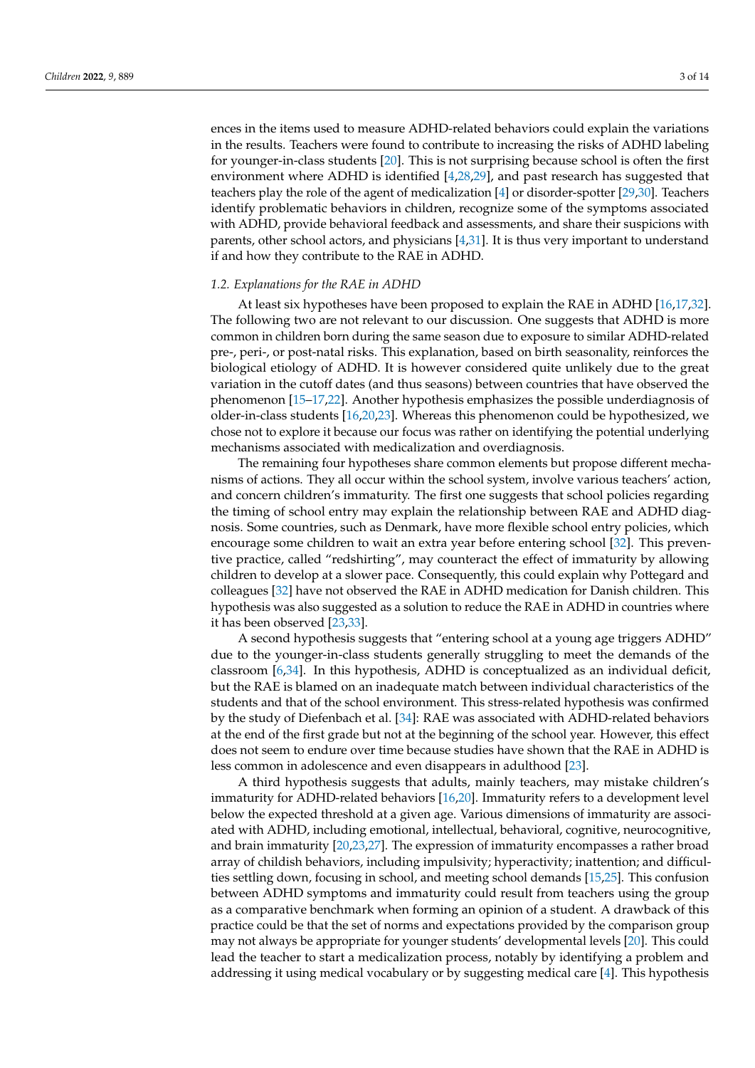ences in the items used to measure ADHD-related behaviors could explain the variations in the results. Teachers were found to contribute to increasing the risks of ADHD labeling for younger-in-class students [20]. This is not surprising because school is often the first environment where ADHD is identified [4,28,29], and past research has suggested that teachers play the role of the agent of medicalization [4] or disorder-spotter [29,30]. Teachers identify problematic behaviors in children, recognize some of the symptoms associated with ADHD, provide behavioral feedback and assessments, and share their suspicions with parents, other school actors, and physicians [4,31]. It is thus very important to understand if and how they contribute to the RAE in ADHD.

### *1.2. Explanations for the RAE in ADHD*

At least six hypotheses have been proposed to explain the RAE in ADHD [16,17,32]. The following two are not relevant to our discussion. One suggests that ADHD is more common in children born during the same season due to exposure to similar ADHD-related pre-, peri-, or post-natal risks. This explanation, based on birth seasonality, reinforces the biological etiology of ADHD. It is however considered quite unlikely due to the great variation in the cutoff dates (and thus seasons) between countries that have observed the phenomenon [15–17,22]. Another hypothesis emphasizes the possible underdiagnosis of older-in-class students [16,20,23]. Whereas this phenomenon could be hypothesized, we chose not to explore it because our focus was rather on identifying the potential underlying mechanisms associated with medicalization and overdiagnosis.

The remaining four hypotheses share common elements but propose different mechanisms of actions. They all occur within the school system, involve various teachers' action, and concern children's immaturity. The first one suggests that school policies regarding the timing of school entry may explain the relationship between RAE and ADHD diagnosis. Some countries, such as Denmark, have more flexible school entry policies, which encourage some children to wait an extra year before entering school [32]. This preventive practice, called "redshirting", may counteract the effect of immaturity by allowing children to develop at a slower pace. Consequently, this could explain why Pottegard and colleagues [32] have not observed the RAE in ADHD medication for Danish children. This hypothesis was also suggested as a solution to reduce the RAE in ADHD in countries where it has been observed [23,33].

A second hypothesis suggests that "entering school at a young age triggers ADHD" due to the younger-in-class students generally struggling to meet the demands of the classroom [6,34]. In this hypothesis, ADHD is conceptualized as an individual deficit, but the RAE is blamed on an inadequate match between individual characteristics of the students and that of the school environment. This stress-related hypothesis was confirmed by the study of Diefenbach et al. [34]: RAE was associated with ADHD-related behaviors at the end of the first grade but not at the beginning of the school year. However, this effect does not seem to endure over time because studies have shown that the RAE in ADHD is less common in adolescence and even disappears in adulthood [23].

A third hypothesis suggests that adults, mainly teachers, may mistake children's immaturity for ADHD-related behaviors [16,20]. Immaturity refers to a development level below the expected threshold at a given age. Various dimensions of immaturity are associated with ADHD, including emotional, intellectual, behavioral, cognitive, neurocognitive, and brain immaturity [20,23,27]. The expression of immaturity encompasses a rather broad array of childish behaviors, including impulsivity; hyperactivity; inattention; and difficulties settling down, focusing in school, and meeting school demands [15,25]. This confusion between ADHD symptoms and immaturity could result from teachers using the group as a comparative benchmark when forming an opinion of a student. A drawback of this practice could be that the set of norms and expectations provided by the comparison group may not always be appropriate for younger students' developmental levels [20]. This could lead the teacher to start a medicalization process, notably by identifying a problem and addressing it using medical vocabulary or by suggesting medical care [4]. This hypothesis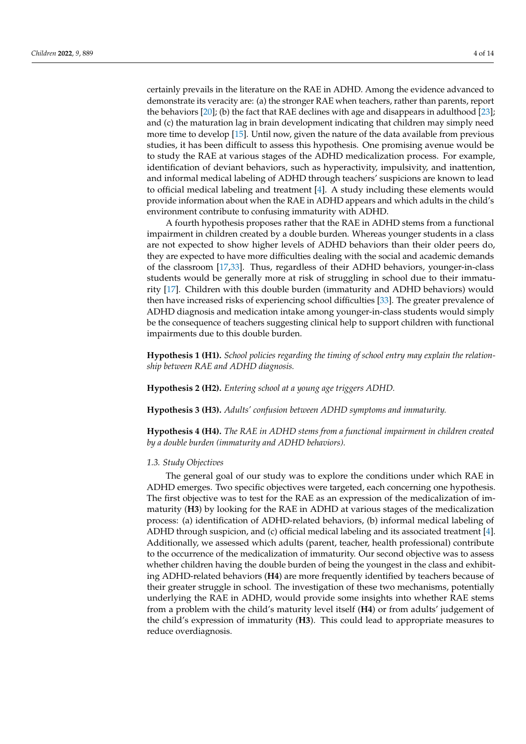certainly prevails in the literature on the RAE in ADHD. Among the evidence advanced to demonstrate its veracity are: (a) the stronger RAE when teachers, rather than parents, report the behaviors [20]; (b) the fact that RAE declines with age and disappears in adulthood [23]; and (c) the maturation lag in brain development indicating that children may simply need more time to develop [15]. Until now, given the nature of the data available from previous studies, it has been difficult to assess this hypothesis. One promising avenue would be to study the RAE at various stages of the ADHD medicalization process. For example, identification of deviant behaviors, such as hyperactivity, impulsivity, and inattention, and informal medical labeling of ADHD through teachers' suspicions are known to lead to official medical labeling and treatment [4]. A study including these elements would provide information about when the RAE in ADHD appears and which adults in the child's environment contribute to confusing immaturity with ADHD.

A fourth hypothesis proposes rather that the RAE in ADHD stems from a functional impairment in children created by a double burden. Whereas younger students in a class are not expected to show higher levels of ADHD behaviors than their older peers do, they are expected to have more difficulties dealing with the social and academic demands of the classroom [17,33]. Thus, regardless of their ADHD behaviors, younger-in-class students would be generally more at risk of struggling in school due to their immaturity [17]. Children with this double burden (immaturity and ADHD behaviors) would then have increased risks of experiencing school difficulties [33]. The greater prevalence of ADHD diagnosis and medication intake among younger-in-class students would simply be the consequence of teachers suggesting clinical help to support children with functional impairments due to this double burden.

**Hypothesis 1 (H1).** *School policies regarding the timing of school entry may explain the relationship between RAE and ADHD diagnosis.*

**Hypothesis 2 (H2).** *Entering school at a young age triggers ADHD.*

**Hypothesis 3 (H3).** *Adults' confusion between ADHD symptoms and immaturity.*

**Hypothesis 4 (H4).** *The RAE in ADHD stems from a functional impairment in children created by a double burden (immaturity and ADHD behaviors).*

### *1.3. Study Objectives*

The general goal of our study was to explore the conditions under which RAE in ADHD emerges. Two specific objectives were targeted, each concerning one hypothesis. The first objective was to test for the RAE as an expression of the medicalization of immaturity (**H3**) by looking for the RAE in ADHD at various stages of the medicalization process: (a) identification of ADHD-related behaviors, (b) informal medical labeling of ADHD through suspicion, and (c) official medical labeling and its associated treatment [4]. Additionally, we assessed which adults (parent, teacher, health professional) contribute to the occurrence of the medicalization of immaturity. Our second objective was to assess whether children having the double burden of being the youngest in the class and exhibiting ADHD-related behaviors (**H4**) are more frequently identified by teachers because of their greater struggle in school. The investigation of these two mechanisms, potentially underlying the RAE in ADHD, would provide some insights into whether RAE stems from a problem with the child's maturity level itself (**H4**) or from adults' judgement of the child's expression of immaturity (**H3**). This could lead to appropriate measures to reduce overdiagnosis.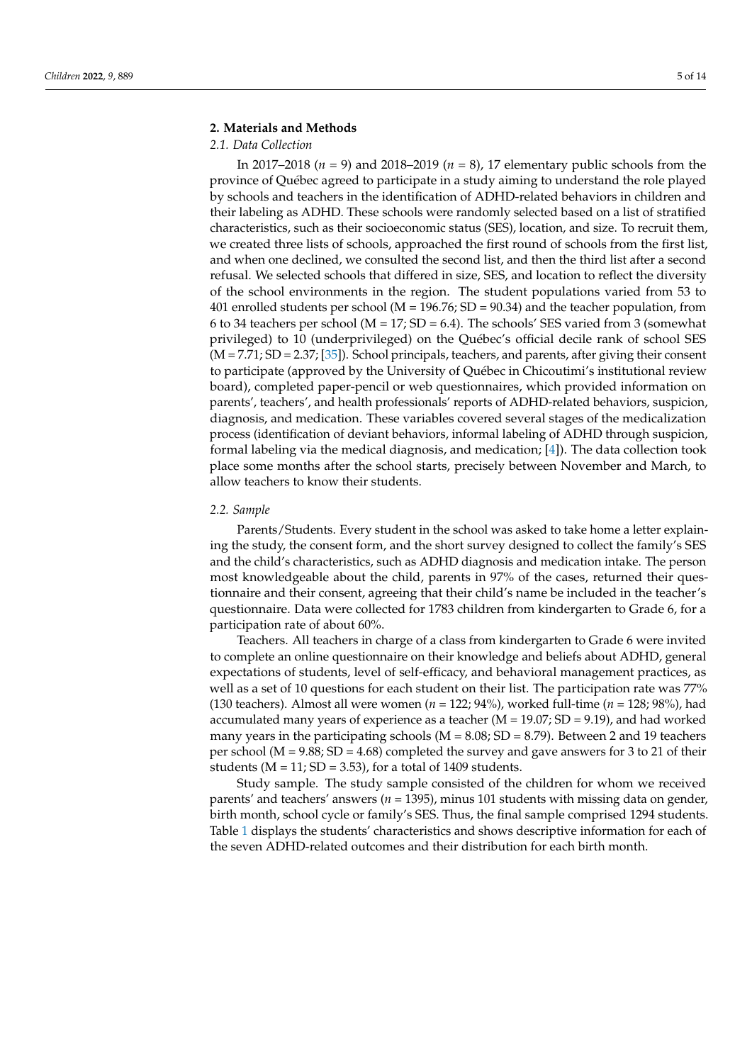## 2. Materials and Methods

### 2.1. Data Collection

In 2017–2018 (*n* = 9) and 2018–2019 (*n* = 8), 17 elementary public schools from the province of Québec agreed to participate in a study aiming to understand the role played by schools and teachers in the identification of ADHD-related behaviors in children and their labeling as ADHD. These schools were randomly selected based on a list of stratified characteristics, such as their socioeconomic status (SES), location, and size. To recruit them, we created three lists of schools, approached the first round of schools from the first list, and when one declined, we consulted the second list, and then the third list after a second refusal. We selected schools that differed in size, SES, and location to reflect the diversity of the school environments in the region. The student populations varied from 53 to 401 enrolled students per school (M = 196.76; SD = 90.34) and the teacher population, from 6 to 34 teachers per school (M = 17; SD = 6.4). The schools' SES varied from 3 (somewhat privileged) to 10 (underprivileged) on the Québec's official decile rank of school SES (M = 7.71; SD = 2.37; [35]). School principals, teachers, and parents, after giving their consent to participate (approved by the University of Québec in Chicoutimi's institutional review board), completed paper-pencil or web questionnaires, which provided information on parents', teachers', and health professionals' reports of ADHD-related behaviors, suspicion, diagnosis, and medication. These variables covered several stages of the medicalization process (identification of deviant behaviors, informal labeling of ADHD through suspicion, formal labeling via the medical diagnosis, and medication; [4]). The data collection took place some months after the school starts, precisely between November and March, to allow teachers to know their students.

### 2.2. Sample

Parents/Students. Every student in the school was asked to take home a letter explaining the study, the consent form, and the short survey designed to collect the family's SES and the child's characteristics, such as ADHD diagnosis and medication intake. The person most knowledgeable about the child, parents in 97% of the cases, returned their questionnaire and their consent, agreeing that their child's name be included in the teacher's questionnaire. Data were collected for 1783 children from kindergarten to Grade 6, for a participation rate of about 60%.

Teachers. All teachers in charge of a class from kindergarten to Grade 6 were invited to complete an online questionnaire on their knowledge and beliefs about ADHD, general expectations of students, level of self-efficacy, and behavioral management practices, as well as a set of 10 questions for each student on their list. The participation rate was 77% (130 teachers). Almost all were women (*n* = 122; 94%), worked full-time (*n* = 128; 98%), had accumulated many years of experience as a teacher (M = 19.07; SD = 9.19), and had worked many years in the participating schools (M = 8.08; SD = 8.79). Between 2 and 19 teachers per school (M = 9.88; SD = 4.68) completed the survey and gave answers for 3 to 21 of their students (M = 11; SD = 3.53), for a total of 1409 students.

Study sample. The study sample consisted of the children for whom we received parents' and teachers' answers (*n* = 1395), minus 101 students with missing data on gender, birth month, school cycle or family's SES. Thus, the final sample comprised 1294 students. Table 1 displays the students' characteristics and shows descriptive information for each of the seven ADHD-related outcomes and their distribution for each birth month.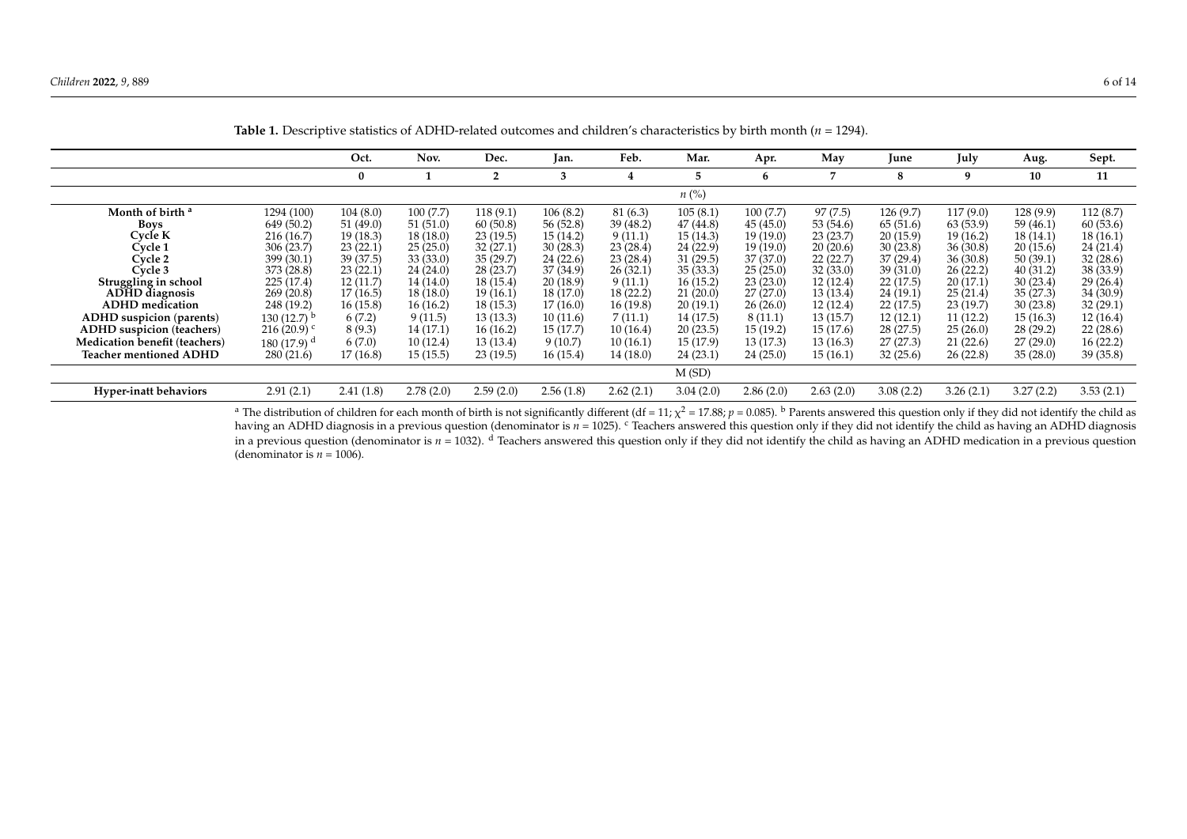**Table 1.** Descriptive statistics of ADHD-related outcomes and children's characteristics by birth month ($n$ = 1294).

| | | Oct. | Nov. | Dec. | Jan. | Feb. | Mar. | Apr. | May | June | July | Aug. | Sept. |
|---|---|---|---|---|---|---|---|---|---|---|---|---|---|
| | | 0 | 1 | 2 | 3 | 4 | 5 | 6 | 7 | 8 | 9 | 10 | 11 |
| | | | | | | | $n$ (%) | | | | | | |
| **Month of birth** [a] | 1294 (100) | 104 (8.0) | 100 (7.7) | 118 (9.1) | 106 (8.2) | 81 (6.3) | 105 (8.1) | 100 (7.7) | 97 (7.5) | 126 (9.7) | 117 (9.0) | 128 (9.9) | 112 (8.7) |
| **Boys** | 649 (50.2) | 51 (49.0) | 51 (51.0) | 60 (50.8) | 56 (52.8) | 39 (48.2) | 47 (44.8) | 45 (45.0) | 53 (54.6) | 65 (51.6) | 63 (53.9) | 59 (46.1) | 60 (53.6) |
| **Cycle K** | 216 (16.7) | 19 (18.3) | 18 (18.0) | 23 (19.5) | 15 (14.2) | 9 (11.1) | 15 (14.3) | 19 (19.0) | 23 (23.7) | 20 (15.9) | 19 (16.2) | 18 (14.1) | 18 (16.1) |
| **Cycle 1** | 306 (23.7) | 23 (22.1) | 25 (25.0) | 32 (27.1) | 30 (28.3) | 23 (28.4) | 24 (22.9) | 19 (19.0) | 20 (20.6) | 30 (23.8) | 36 (30.8) | 20 (15.6) | 24 (21.4) |
| **Cycle 2** | 399 (30.1) | 39 (37.5) | 33 (33.0) | 35 (29.7) | 24 (22.6) | 23 (28.4) | 31 (29.5) | 37 (37.0) | 22 (22.7) | 37 (29.4) | 36 (30.8) | 50 (39.1) | 32 (28.6) |
| **Cycle 3** | 373 (28.8) | 23 (22.1) | 24 (24.0) | 28 (23.7) | 37 (34.9) | 26 (32.1) | 35 (33.3) | 25 (25.0) | 32 (33.0) | 39 (31.0) | 26 (22.2) | 40 (31.2) | 38 (33.9) |
| **Struggling in school** | 225 (17.4) | 12 (11.7) | 14 (14.0) | 18 (15.4) | 20 (18.9) | 9 (11.1) | 16 (15.2) | 23 (23.0) | 12 (12.4) | 22 (17.5) | 20 (17.1) | 30 (23.4) | 29 (26.4) |
| **ADHD diagnosis** | 269 (20.8) | 17 (16.5) | 18 (18.0) | 19 (16.1) | 18 (17.0) | 18 (22.2) | 21 (20.0) | 27 (27.0) | 13 (13.4) | 24 (19.1) | 25 (21.4) | 35 (27.3) | 34 (30.9) |
| **ADHD medication** | 248 (19.2) | 16 (15.8) | 16 (16.2) | 18 (15.3) | 17 (16.0) | 16 (19.8) | 20 (19.1) | 26 (26.0) | 12 (12.4) | 22 (17.5) | 23 (19.7) | 30 (23.8) | 32 (29.1) |
| **ADHD suspicion (parents)** | 130 (12.7) [b] | 6 (7.2) | 9 (11.5) | 13 (13.3) | 10 (11.6) | 7 (11.1) | 14 (17.5) | 8 (11.1) | 13 (15.7) | 12 (12.1) | 11 (12.2) | 15 (16.3) | 12 (16.4) |
| **ADHD suspicion (teachers)** | 216 (20.9) [c] | 8 (9.3) | 14 (17.1) | 16 (16.2) | 15 (17.7) | 10 (16.4) | 20 (23.5) | 15 (19.2) | 15 (17.6) | 28 (27.5) | 25 (26.0) | 28 (29.2) | 22 (28.6) |
| **Medication benefit (teachers)** | 180 (17.9) [d] | 6 (7.0) | 10 (12.4) | 13 (13.4) | 9 (10.7) | 10 (16.1) | 15 (17.9) | 13 (17.3) | 13 (16.3) | 27 (27.3) | 21 (22.6) | 27 (29.0) | 16 (22.2) |
| **Teacher mentioned ADHD** | 280 (21.6) | 17 (16.8) | 15 (15.5) | 23 (19.5) | 16 (15.4) | 14 (18.0) | 24 (23.1) | 24 (25.0) | 15 (16.1) | 32 (25.6) | 26 (22.8) | 35 (28.0) | 39 (35.8) |
| | | | | | | | M (SD) | | | | | | |
| **Hyper-inatt behaviors** | 2.91 (2.1) | 2.41 (1.8) | 2.78 (2.0) | 2.59 (2.0) | 2.56 (1.8) | 2.62 (2.1) | 3.04 (2.0) | 2.86 (2.0) | 2.63 (2.0) | 3.08 (2.2) | 3.26 (2.1) | 3.27 (2.2) | 3.53 (2.1) |

[a] The distribution of children for each month of birth is not significantly different (df = 11; $\chi^2$ = 17.88; $p$ = 0.085). [b] Parents answered this question only if they did not identify the child as having an ADHD diagnosis in a previous question (denominator is $n$ = 1025). [c] Teachers answered this question only if they did not identify the child as having an ADHD diagnosis in a previous question (denominator is $n$ = 1032). [d] Teachers answered this question only if they did not identify the child as having an ADHD medication in a previous question (denominator is $n$ = 1006).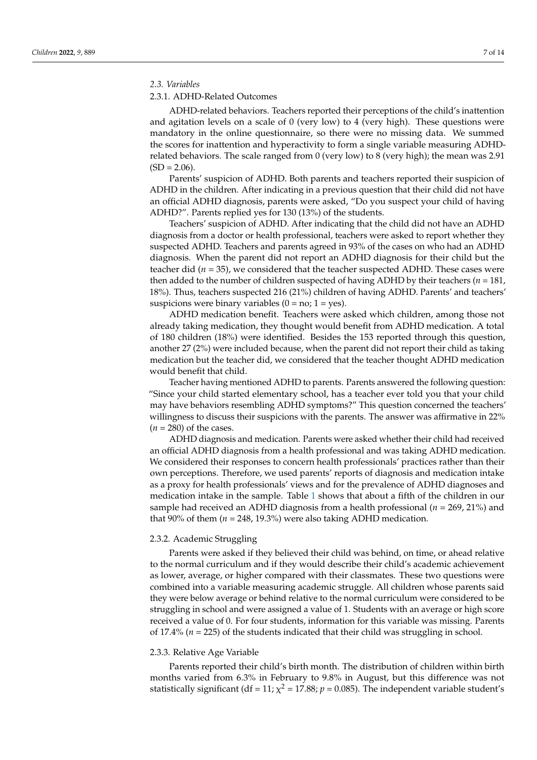### 2.3. Variables

#### 2.3.1. ADHD-Related Outcomes

ADHD-related behaviors. Teachers reported their perceptions of the child's inattention and agitation levels on a scale of 0 (very low) to 4 (very high). These questions were mandatory in the online questionnaire, so there were no missing data. We summed the scores for inattention and hyperactivity to form a single variable measuring ADHD-related behaviors. The scale ranged from 0 (very low) to 8 (very high); the mean was 2.91 (SD = 2.06).

Parents' suspicion of ADHD. Both parents and teachers reported their suspicion of ADHD in the children. After indicating in a previous question that their child did not have an official ADHD diagnosis, parents were asked, "Do you suspect your child of having ADHD?". Parents replied yes for 130 (13%) of the students.

Teachers' suspicion of ADHD. After indicating that the child did not have an ADHD diagnosis from a doctor or health professional, teachers were asked to report whether they suspected ADHD. Teachers and parents agreed in 93% of the cases on who had an ADHD diagnosis. When the parent did not report an ADHD diagnosis for their child but the teacher did ($n$ = 35), we considered that the teacher suspected ADHD. These cases were then added to the number of children suspected of having ADHD by their teachers ($n$ = 181, 18%). Thus, teachers suspected 216 (21%) children of having ADHD. Parents' and teachers' suspicions were binary variables (0 = no; 1 = yes).

ADHD medication benefit. Teachers were asked which children, among those not already taking medication, they thought would benefit from ADHD medication. A total of 180 children (18%) were identified. Besides the 153 reported through this question, another 27 (2%) were included because, when the parent did not report their child as taking medication but the teacher did, we considered that the teacher thought ADHD medication would benefit that child.

Teacher having mentioned ADHD to parents. Parents answered the following question: "Since your child started elementary school, has a teacher ever told you that your child may have behaviors resembling ADHD symptoms?" This question concerned the teachers' willingness to discuss their suspicions with the parents. The answer was affirmative in 22% ($n$ = 280) of the cases.

ADHD diagnosis and medication. Parents were asked whether their child had received an official ADHD diagnosis from a health professional and was taking ADHD medication. We considered their responses to concern health professionals' practices rather than their own perceptions. Therefore, we used parents' reports of diagnosis and medication intake as a proxy for health professionals' views and for the prevalence of ADHD diagnoses and medication intake in the sample. Table 1 shows that about a fifth of the children in our sample had received an ADHD diagnosis from a health professional ($n$ = 269, 21%) and that 90% of them ($n$ = 248, 19.3%) were also taking ADHD medication.

#### 2.3.2. Academic Struggling

Parents were asked if they believed their child was behind, on time, or ahead relative to the normal curriculum and if they would describe their child's academic achievement as lower, average, or higher compared with their classmates. These two questions were combined into a variable measuring academic struggle. All children whose parents said they were below average or behind relative to the normal curriculum were considered to be struggling in school and were assigned a value of 1. Students with an average or high score received a value of 0. For four students, information for this variable was missing. Parents of 17.4% ($n$ = 225) of the students indicated that their child was struggling in school.

#### 2.3.3. Relative Age Variable

Parents reported their child's birth month. The distribution of children within birth months varied from 6.3% in February to 9.8% in August, but this difference was not statistically significant (df = 11; $\chi^2$ = 17.88; $p$ = 0.085). The independent variable student's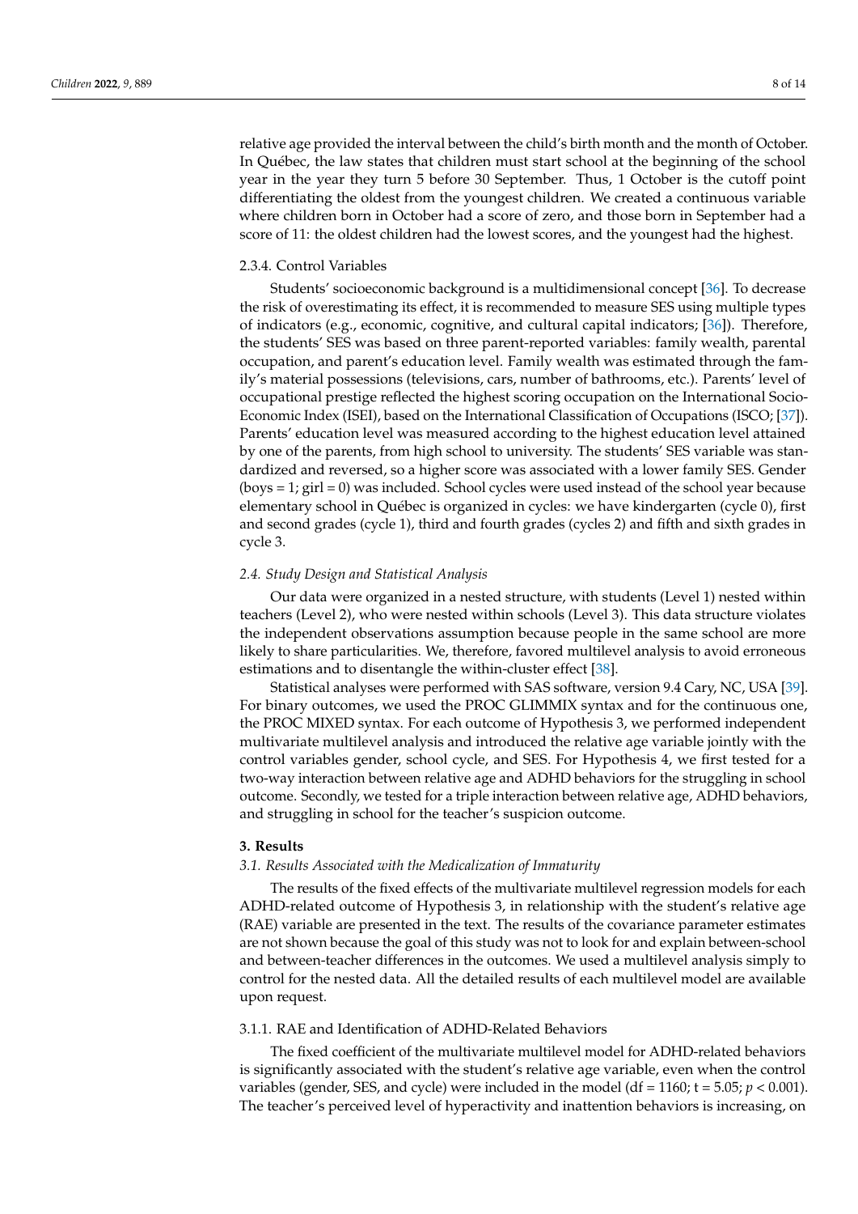relative age provided the interval between the child's birth month and the month of October. In Québec, the law states that children must start school at the beginning of the school year in the year they turn 5 before 30 September. Thus, 1 October is the cutoff point differentiating the oldest from the youngest children. We created a continuous variable where children born in October had a score of zero, and those born in September had a score of 11: the oldest children had the lowest scores, and the youngest had the highest.

#### 2.3.4. Control Variables

Students' socioeconomic background is a multidimensional concept [36]. To decrease the risk of overestimating its effect, it is recommended to measure SES using multiple types of indicators (e.g., economic, cognitive, and cultural capital indicators; [36]). Therefore, the students' SES was based on three parent-reported variables: family wealth, parental occupation, and parent's education level. Family wealth was estimated through the family's material possessions (televisions, cars, number of bathrooms, etc.). Parents' level of occupational prestige reflected the highest scoring occupation on the International Socio-Economic Index (ISEI), based on the International Classification of Occupations (ISCO; [37]). Parents' education level was measured according to the highest education level attained by one of the parents, from high school to university. The students' SES variable was standardized and reversed, so a higher score was associated with a lower family SES. Gender (boys = 1; girl = 0) was included. School cycles were used instead of the school year because elementary school in Québec is organized in cycles: we have kindergarten (cycle 0), first and second grades (cycle 1), third and fourth grades (cycles 2) and fifth and sixth grades in cycle 3.

### *2.4. Study Design and Statistical Analysis*

Our data were organized in a nested structure, with students (Level 1) nested within teachers (Level 2), who were nested within schools (Level 3). This data structure violates the independent observations assumption because people in the same school are more likely to share particularities. We, therefore, favored multilevel analysis to avoid erroneous estimations and to disentangle the within-cluster effect [38].

Statistical analyses were performed with SAS software, version 9.4 Cary, NC, USA [39]. For binary outcomes, we used the PROC GLIMMIX syntax and for the continuous one, the PROC MIXED syntax. For each outcome of Hypothesis 3, we performed independent multivariate multilevel analysis and introduced the relative age variable jointly with the control variables gender, school cycle, and SES. For Hypothesis 4, we first tested for a two-way interaction between relative age and ADHD behaviors for the struggling in school outcome. Secondly, we tested for a triple interaction between relative age, ADHD behaviors, and struggling in school for the teacher's suspicion outcome.

## **3. Results**

### *3.1. Results Associated with the Medicalization of Immaturity*

The results of the fixed effects of the multivariate multilevel regression models for each ADHD-related outcome of Hypothesis 3, in relationship with the student's relative age (RAE) variable are presented in the text. The results of the covariance parameter estimates are not shown because the goal of this study was not to look for and explain between-school and between-teacher differences in the outcomes. We used a multilevel analysis simply to control for the nested data. All the detailed results of each multilevel model are available upon request.

#### 3.1.1. RAE and Identification of ADHD-Related Behaviors

The fixed coefficient of the multivariate multilevel model for ADHD-related behaviors is significantly associated with the student's relative age variable, even when the control variables (gender, SES, and cycle) were included in the model (df = 1160; t = 5.05; $p < 0.001$). The teacher's perceived level of hyperactivity and inattention behaviors is increasing, on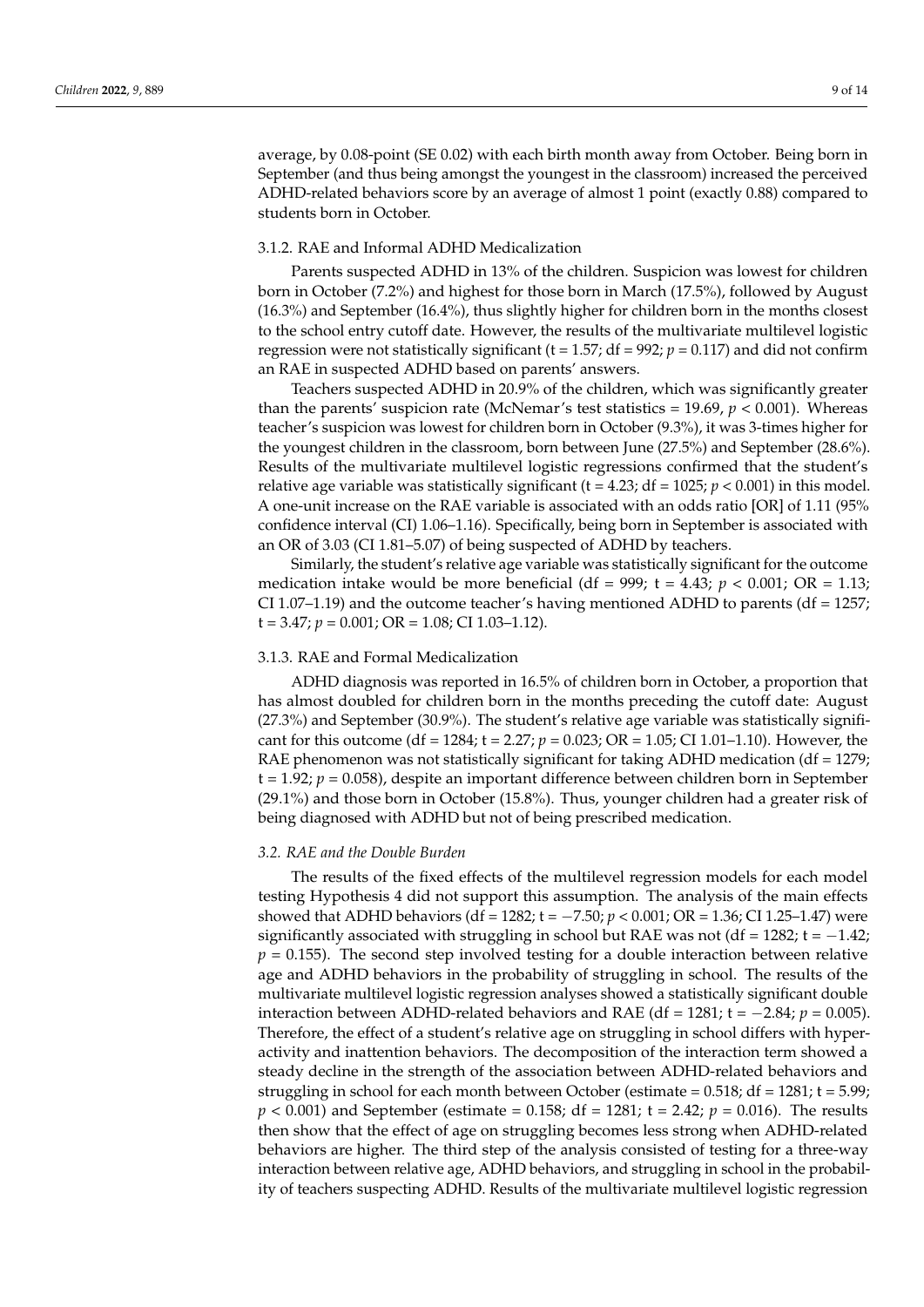average, by 0.08-point (SE 0.02) with each birth month away from October. Being born in September (and thus being amongst the youngest in the classroom) increased the perceived ADHD-related behaviors score by an average of almost 1 point (exactly 0.88) compared to students born in October.

### 3.1.2. RAE and Informal ADHD Medicalization

Parents suspected ADHD in 13% of the children. Suspicion was lowest for children born in October (7.2%) and highest for those born in March (17.5%), followed by August (16.3%) and September (16.4%), thus slightly higher for children born in the months closest to the school entry cutoff date. However, the results of the multivariate multilevel logistic regression were not statistically significant (t = 1.57; df = 992; $p = 0.117$) and did not confirm an RAE in suspected ADHD based on parents' answers.

Teachers suspected ADHD in 20.9% of the children, which was significantly greater than the parents' suspicion rate (McNemar's test statistics = 19.69, $p < 0.001$). Whereas teacher's suspicion was lowest for children born in October (9.3%), it was 3-times higher for the youngest children in the classroom, born between June (27.5%) and September (28.6%). Results of the multivariate multilevel logistic regressions confirmed that the student's relative age variable was statistically significant (t = 4.23; df = 1025; $p < 0.001$) in this model. A one-unit increase on the RAE variable is associated with an odds ratio [OR] of 1.11 (95% confidence interval (CI) 1.06–1.16). Specifically, being born in September is associated with an OR of 3.03 (CI 1.81–5.07) of being suspected of ADHD by teachers.

Similarly, the student's relative age variable was statistically significant for the outcome medication intake would be more beneficial (df = 999; t = 4.43; $p < 0.001$; OR = 1.13; CI 1.07–1.19) and the outcome teacher's having mentioned ADHD to parents (df = 1257; t = 3.47; $p = 0.001$; OR = 1.08; CI 1.03–1.12).

### 3.1.3. RAE and Formal Medicalization

ADHD diagnosis was reported in 16.5% of children born in October, a proportion that has almost doubled for children born in the months preceding the cutoff date: August (27.3%) and September (30.9%). The student's relative age variable was statistically significant for this outcome (df = 1284; t = 2.27; $p = 0.023$; OR = 1.05; CI 1.01–1.10). However, the RAE phenomenon was not statistically significant for taking ADHD medication (df = 1279; t = 1.92; $p = 0.058$), despite an important difference between children born in September (29.1%) and those born in October (15.8%). Thus, younger children had a greater risk of being diagnosed with ADHD but not of being prescribed medication.

## *3.2. RAE and the Double Burden*

The results of the fixed effects of the multilevel regression models for each model testing Hypothesis 4 did not support this assumption. The analysis of the main effects showed that ADHD behaviors (df = 1282; t = −7.50; $p < 0.001$; OR = 1.36; CI 1.25–1.47) were significantly associated with struggling in school but RAE was not (df = 1282; t = −1.42; $p = 0.155$). The second step involved testing for a double interaction between relative age and ADHD behaviors in the probability of struggling in school. The results of the multivariate multilevel logistic regression analyses showed a statistically significant double interaction between ADHD-related behaviors and RAE (df = 1281; t = −2.84; $p = 0.005$). Therefore, the effect of a student's relative age on struggling in school differs with hyperactivity and inattention behaviors. The decomposition of the interaction term showed a steady decline in the strength of the association between ADHD-related behaviors and struggling in school for each month between October (estimate = 0.518; df = 1281; t = 5.99; $p < 0.001$) and September (estimate = 0.158; df = 1281; t = 2.42; $p = 0.016$). The results then show that the effect of age on struggling becomes less strong when ADHD-related behaviors are higher. The third step of the analysis consisted of testing for a three-way interaction between relative age, ADHD behaviors, and struggling in school in the probability of teachers suspecting ADHD. Results of the multivariate multilevel logistic regression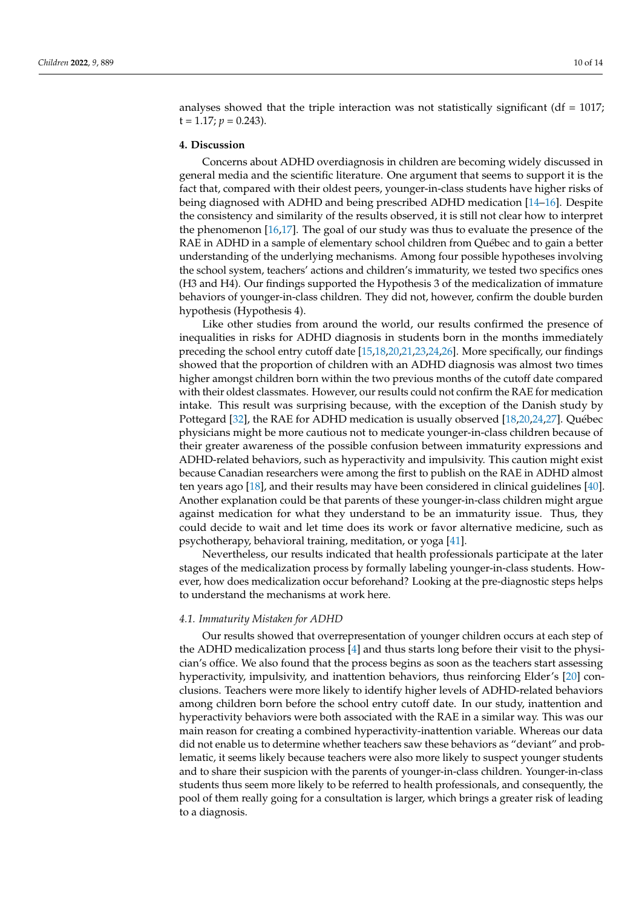analyses showed that the triple interaction was not statistically significant (df = 1017; t = 1.17; $p = 0.243$).

## 4. Discussion

Concerns about ADHD overdiagnosis in children are becoming widely discussed in general media and the scientific literature. One argument that seems to support it is the fact that, compared with their oldest peers, younger-in-class students have higher risks of being diagnosed with ADHD and being prescribed ADHD medication [14–16]. Despite the consistency and similarity of the results observed, it is still not clear how to interpret the phenomenon [16,17]. The goal of our study was thus to evaluate the presence of the RAE in ADHD in a sample of elementary school children from Québec and to gain a better understanding of the underlying mechanisms. Among four possible hypotheses involving the school system, teachers' actions and children's immaturity, we tested two specifics ones (H3 and H4). Our findings supported the Hypothesis 3 of the medicalization of immature behaviors of younger-in-class children. They did not, however, confirm the double burden hypothesis (Hypothesis 4).

Like other studies from around the world, our results confirmed the presence of inequalities in risks for ADHD diagnosis in students born in the months immediately preceding the school entry cutoff date [15,18,20,21,23,24,26]. More specifically, our findings showed that the proportion of children with an ADHD diagnosis was almost two times higher amongst children born within the two previous months of the cutoff date compared with their oldest classmates. However, our results could not confirm the RAE for medication intake. This result was surprising because, with the exception of the Danish study by Pottegard [32], the RAE for ADHD medication is usually observed [18,20,24,27]. Québec physicians might be more cautious not to medicate younger-in-class children because of their greater awareness of the possible confusion between immaturity expressions and ADHD-related behaviors, such as hyperactivity and impulsivity. This caution might exist because Canadian researchers were among the first to publish on the RAE in ADHD almost ten years ago [18], and their results may have been considered in clinical guidelines [40]. Another explanation could be that parents of these younger-in-class children might argue against medication for what they understand to be an immaturity issue. Thus, they could decide to wait and let time does its work or favor alternative medicine, such as psychotherapy, behavioral training, meditation, or yoga [41].

Nevertheless, our results indicated that health professionals participate at the later stages of the medicalization process by formally labeling younger-in-class students. However, how does medicalization occur beforehand? Looking at the pre-diagnostic steps helps to understand the mechanisms at work here.

### 4.1. Immaturity Mistaken for ADHD

Our results showed that overrepresentation of younger children occurs at each step of the ADHD medicalization process [4] and thus starts long before their visit to the physician's office. We also found that the process begins as soon as the teachers start assessing hyperactivity, impulsivity, and inattention behaviors, thus reinforcing Elder's [20] conclusions. Teachers were more likely to identify higher levels of ADHD-related behaviors among children born before the school entry cutoff date. In our study, inattention and hyperactivity behaviors were both associated with the RAE in a similar way. This was our main reason for creating a combined hyperactivity-inattention variable. Whereas our data did not enable us to determine whether teachers saw these behaviors as "deviant" and problematic, it seems likely because teachers were also more likely to suspect younger students and to share their suspicion with the parents of younger-in-class children. Younger-in-class students thus seem more likely to be referred to health professionals, and consequently, the pool of them really going for a consultation is larger, which brings a greater risk of leading to a diagnosis.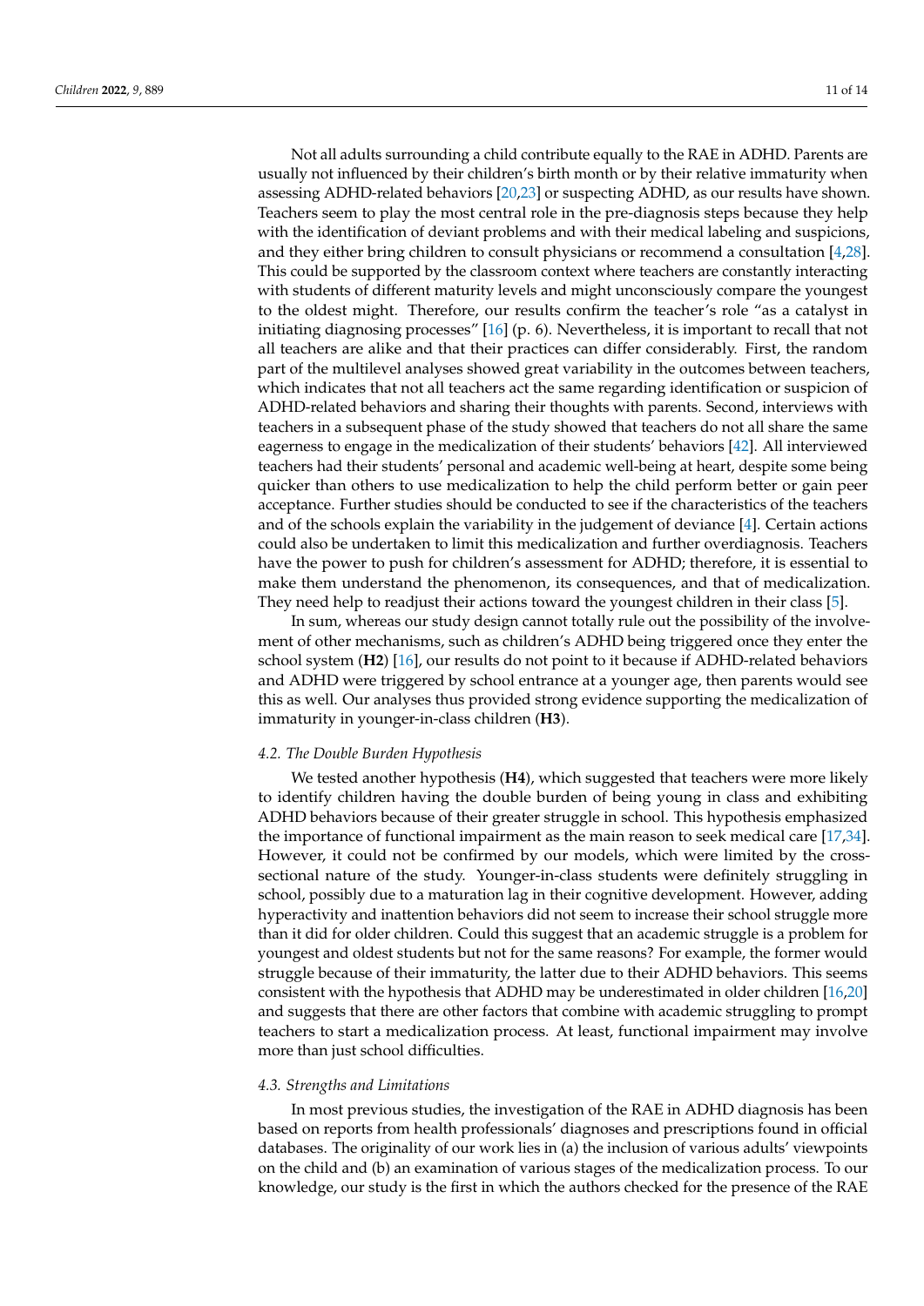Not all adults surrounding a child contribute equally to the RAE in ADHD. Parents are usually not influenced by their children's birth month or by their relative immaturity when assessing ADHD-related behaviors [20,23] or suspecting ADHD, as our results have shown. Teachers seem to play the most central role in the pre-diagnosis steps because they help with the identification of deviant problems and with their medical labeling and suspicions, and they either bring children to consult physicians or recommend a consultation [4,28]. This could be supported by the classroom context where teachers are constantly interacting with students of different maturity levels and might unconsciously compare the youngest to the oldest might. Therefore, our results confirm the teacher's role "as a catalyst in initiating diagnosing processes" [16] (p. 6). Nevertheless, it is important to recall that not all teachers are alike and that their practices can differ considerably. First, the random part of the multilevel analyses showed great variability in the outcomes between teachers, which indicates that not all teachers act the same regarding identification or suspicion of ADHD-related behaviors and sharing their thoughts with parents. Second, interviews with teachers in a subsequent phase of the study showed that teachers do not all share the same eagerness to engage in the medicalization of their students' behaviors [42]. All interviewed teachers had their students' personal and academic well-being at heart, despite some being quicker than others to use medicalization to help the child perform better or gain peer acceptance. Further studies should be conducted to see if the characteristics of the teachers and of the schools explain the variability in the judgement of deviance [4]. Certain actions could also be undertaken to limit this medicalization and further overdiagnosis. Teachers have the power to push for children's assessment for ADHD; therefore, it is essential to make them understand the phenomenon, its consequences, and that of medicalization. They need help to readjust their actions toward the youngest children in their class [5].

In sum, whereas our study design cannot totally rule out the possibility of the involvement of other mechanisms, such as children's ADHD being triggered once they enter the school system (**H2**) [16], our results do not point to it because if ADHD-related behaviors and ADHD were triggered by school entrance at a younger age, then parents would see this as well. Our analyses thus provided strong evidence supporting the medicalization of immaturity in younger-in-class children (**H3**).

### *4.2. The Double Burden Hypothesis*

We tested another hypothesis (**H4**), which suggested that teachers were more likely to identify children having the double burden of being young in class and exhibiting ADHD behaviors because of their greater struggle in school. This hypothesis emphasized the importance of functional impairment as the main reason to seek medical care [17,34]. However, it could not be confirmed by our models, which were limited by the cross-sectional nature of the study. Younger-in-class students were definitely struggling in school, possibly due to a maturation lag in their cognitive development. However, adding hyperactivity and inattention behaviors did not seem to increase their school struggle more than it did for older children. Could this suggest that an academic struggle is a problem for youngest and oldest students but not for the same reasons? For example, the former would struggle because of their immaturity, the latter due to their ADHD behaviors. This seems consistent with the hypothesis that ADHD may be underestimated in older children [16,20] and suggests that there are other factors that combine with academic struggling to prompt teachers to start a medicalization process. At least, functional impairment may involve more than just school difficulties.

### *4.3. Strengths and Limitations*

In most previous studies, the investigation of the RAE in ADHD diagnosis has been based on reports from health professionals' diagnoses and prescriptions found in official databases. The originality of our work lies in (a) the inclusion of various adults' viewpoints on the child and (b) an examination of various stages of the medicalization process. To our knowledge, our study is the first in which the authors checked for the presence of the RAE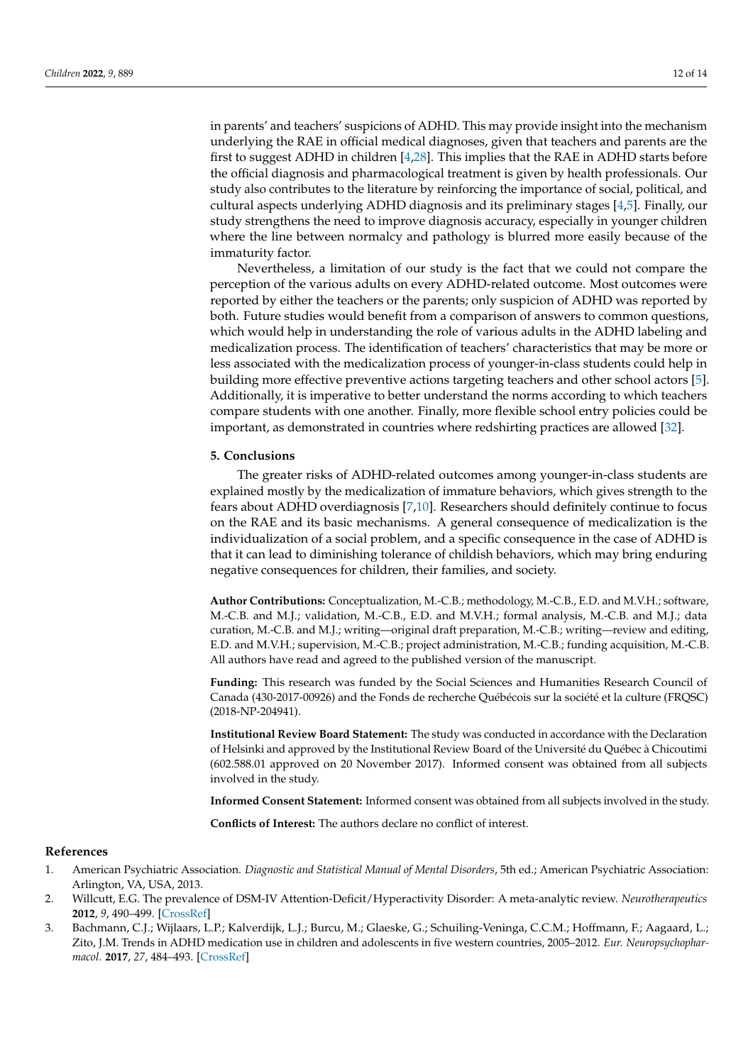in parents' and teachers' suspicions of ADHD. This may provide insight into the mechanism underlying the RAE in official medical diagnoses, given that teachers and parents are the first to suggest ADHD in children [4,28]. This implies that the RAE in ADHD starts before the official diagnosis and pharmacological treatment is given by health professionals. Our study also contributes to the literature by reinforcing the importance of social, political, and cultural aspects underlying ADHD diagnosis and its preliminary stages [4,5]. Finally, our study strengthens the need to improve diagnosis accuracy, especially in younger children where the line between normalcy and pathology is blurred more easily because of the immaturity factor.

Nevertheless, a limitation of our study is the fact that we could not compare the perception of the various adults on every ADHD-related outcome. Most outcomes were reported by either the teachers or the parents; only suspicion of ADHD was reported by both. Future studies would benefit from a comparison of answers to common questions, which would help in understanding the role of various adults in the ADHD labeling and medicalization process. The identification of teachers' characteristics that may be more or less associated with the medicalization process of younger-in-class students could help in building more effective preventive actions targeting teachers and other school actors [5]. Additionally, it is imperative to better understand the norms according to which teachers compare students with one another. Finally, more flexible school entry policies could be important, as demonstrated in countries where redshirting practices are allowed [32].

## 5. Conclusions

The greater risks of ADHD-related outcomes among younger-in-class students are explained mostly by the medicalization of immature behaviors, which gives strength to the fears about ADHD overdiagnosis [7,10]. Researchers should definitely continue to focus on the RAE and its basic mechanisms. A general consequence of medicalization is the individualization of a social problem, and a specific consequence in the case of ADHD is that it can lead to diminishing tolerance of childish behaviors, which may bring enduring negative consequences for children, their families, and society.

**Author Contributions:** Conceptualization, M.-C.B.; methodology, M.-C.B., E.D. and M.V.H.; software, M.-C.B. and M.J.; validation, M.-C.B., E.D. and M.V.H.; formal analysis, M.-C.B. and M.J.; data curation, M.-C.B. and M.J.; writing—original draft preparation, M.-C.B.; writing—review and editing, E.D. and M.V.H.; supervision, M.-C.B.; project administration, M.-C.B.; funding acquisition, M.-C.B. All authors have read and agreed to the published version of the manuscript.

**Funding:** This research was funded by the Social Sciences and Humanities Research Council of Canada (430-2017-00926) and the Fonds de recherche Québécois sur la société et la culture (FRQSC) (2018-NP-204941).

**Institutional Review Board Statement:** The study was conducted in accordance with the Declaration of Helsinki and approved by the Institutional Review Board of the Université du Québec à Chicoutimi (602.588.01 approved on 20 November 2017). Informed consent was obtained from all subjects involved in the study.

**Informed Consent Statement:** Informed consent was obtained from all subjects involved in the study.

**Conflicts of Interest:** The authors declare no conflict of interest.

## References

1. American Psychiatric Association. *Diagnostic and Statistical Manual of Mental Disorders*, 5th ed.; American Psychiatric Association: Arlington, VA, USA, 2013.
2. Willcutt, E.G. The prevalence of DSM-IV Attention-Deficit/Hyperactivity Disorder: A meta-analytic review. *Neurotherapeutics* **2012**, *9*, 490–499. [CrossRef]
3. Bachmann, C.J.; Wijlaars, L.P.; Kalverdijk, L.J.; Burcu, M.; Glaeske, G.; Schuiling-Veninga, C.C.M.; Hoffmann, F.; Aagaard, L.; Zito, J.M. Trends in ADHD medication use in children and adolescents in five western countries, 2005–2012. *Eur. Neuropsychopharmacol.* **2017**, *27*, 484–493. [CrossRef]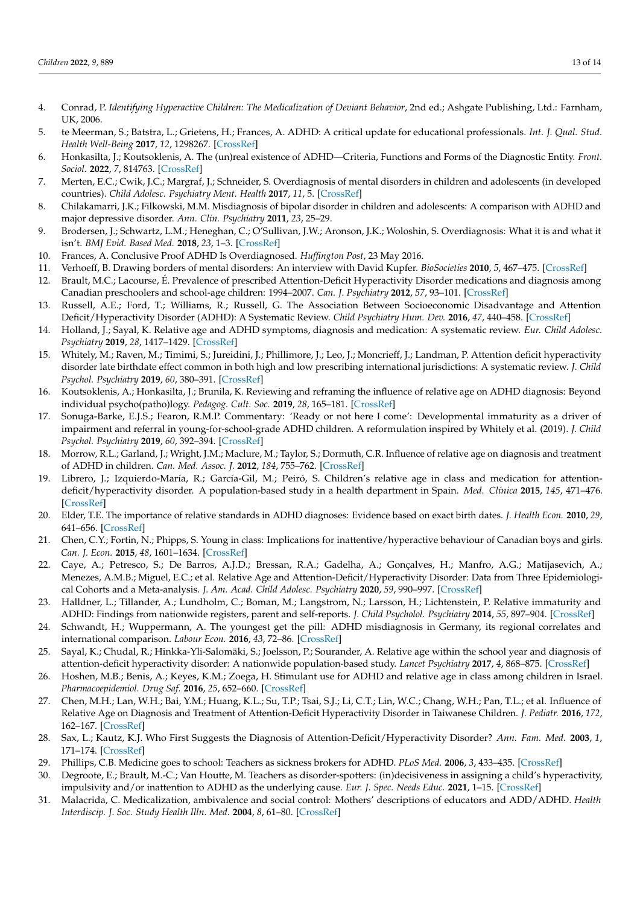4. Conrad, P. *Identifying Hyperactive Children: The Medicalization of Deviant Behavior*, 2nd ed.; Ashgate Publishing, Ltd.: Farnham, UK, 2006.
5. te Meerman, S.; Batstra, L.; Grietens, H.; Frances, A. ADHD: A critical update for educational professionals. *Int. J. Qual. Stud. Health Well-Being* **2017**, *12*, 1298267. [CrossRef]
6. Honkasilta, J.; Koutsoklenis, A. The (un)real existence of ADHD—Criteria, Functions and Forms of the Diagnostic Entity. *Front. Sociol.* **2022**, *7*, 814763. [CrossRef]
7. Merten, E.C.; Cwik, J.C.; Margraf, J.; Schneider, S. Overdiagnosis of mental disorders in children and adolescents (in developed countries). *Child Adolesc. Psychiatry Ment. Health* **2017**, *11*, 5. [CrossRef]
8. Chilakamarri, J.K.; Filkowski, M.M. Misdiagnosis of bipolar disorder in children and adolescents: A comparison with ADHD and major depressive disorder. *Ann. Clin. Psychiatry* **2011**, *23*, 25–29.
9. Brodersen, J.; Schwartz, L.M.; Heneghan, C.; O'Sullivan, J.W.; Aronson, J.K.; Woloshin, S. Overdiagnosis: What it is and what it isn't. *BMJ Evid. Based Med.* **2018**, *23*, 1–3. [CrossRef]
10. Frances, A. Conclusive Proof ADHD Is Overdiagnosed. *Huffington Post*, 23 May 2016.
11. Verhoeff, B. Drawing borders of mental disorders: An interview with David Kupfer. *BioSocieties* **2010**, *5*, 467–475. [CrossRef]
12. Brault, M.C.; Lacourse, É. Prevalence of prescribed Attention-Deficit Hyperactivity Disorder medications and diagnosis among Canadian preschoolers and school-age children: 1994–2007. *Can. J. Psychiatry* **2012**, *57*, 93–101. [CrossRef]
13. Russell, A.E.; Ford, T.; Williams, R.; Russell, G. The Association Between Socioeconomic Disadvantage and Attention Deficit/Hyperactivity Disorder (ADHD): A Systematic Review. *Child Psychiatry Hum. Dev.* **2016**, *47*, 440–458. [CrossRef]
14. Holland, J.; Sayal, K. Relative age and ADHD symptoms, diagnosis and medication: A systematic review. *Eur. Child Adolesc. Psychiatry* **2019**, *28*, 1417–1429. [CrossRef]
15. Whitely, M.; Raven, M.; Timimi, S.; Jureidini, J.; Phillimore, J.; Leo, J.; Moncrieff, J.; Landman, P. Attention deficit hyperactivity disorder late birthdate effect common in both high and low prescribing international jurisdictions: A systematic review. *J. Child Psychol. Psychiatry* **2019**, *60*, 380–391. [CrossRef]
16. Koutsoklenis, A.; Honkasilta, J.; Brunila, K. Reviewing and reframing the influence of relative age on ADHD diagnosis: Beyond individual psycho(patho)logy. *Pedagog. Cult. Soc.* **2019**, *28*, 165–181. [CrossRef]
17. Sonuga-Barke, E.J.S.; Fearon, R.M.P. Commentary: 'Ready or not here I come': Developmental immaturity as a driver of impairment and referral in young-for-school-grade ADHD children. A reformulation inspired by Whitely et al. (2019). *J. Child Psychol. Psychiatry* **2019**, *60*, 392–394. [CrossRef]
18. Morrow, R.L.; Garland, J.; Wright, J.M.; Maclure, M.; Taylor, S.; Dormuth, C.R. Influence of relative age on diagnosis and treatment of ADHD in children. *Can. Med. Assoc. J.* **2012**, *184*, 755–762. [CrossRef]
19. Librero, J.; Izquierdo-María, R.; García-Gil, M.; Peiró, S. Children's relative age in class and medication for attention-deficit/hyperactivity disorder. A population-based study in a health department in Spain. *Med. Clínica* **2015**, *145*, 471–476. [CrossRef]
20. Elder, T.E. The importance of relative standards in ADHD diagnoses: Evidence based on exact birth dates. *J. Health Econ.* **2010**, *29*, 641–656. [CrossRef]
21. Chen, C.Y.; Fortin, N.; Phipps, S. Young in class: Implications for inattentive/hyperactive behaviour of Canadian boys and girls. *Can. J. Econ.* **2015**, *48*, 1601–1634. [CrossRef]
22. Caye, A.; Petresco, S.; De Barros, A.J.D.; Bressan, R.A.; Gadelha, A.; Gonçalves, H.; Manfro, A.G.; Matijasevich, A.; Menezes, A.M.B.; Miguel, E.C.; et al. Relative Age and Attention-Deficit/Hyperactivity Disorder: Data from Three Epidemiological Cohorts and a Meta-analysis. *J. Am. Acad. Child Adolesc. Psychiatry* **2020**, *59*, 990–997. [CrossRef]
23. Halldner, L.; Tillander, A.; Lundholm, C.; Boman, M.; Langstrom, N.; Larsson, H.; Lichtenstein, P. Relative immaturity and ADHD: Findings from nationwide registers, parent and self-reports. *J. Child Psycholol. Psychiatry* **2014**, *55*, 897–904. [CrossRef]
24. Schwandt, H.; Wuppermann, A. The youngest get the pill: ADHD misdiagnosis in Germany, its regional correlates and international comparison. *Labour Econ.* **2016**, *43*, 72–86. [CrossRef]
25. Sayal, K.; Chudal, R.; Hinkka-Yli-Salomäki, S.; Joelsson, P.; Sourander, A. Relative age within the school year and diagnosis of attention-deficit hyperactivity disorder: A nationwide population-based study. *Lancet Psychiatry* **2017**, *4*, 868–875. [CrossRef]
26. Hoshen, M.B.; Benis, A.; Keyes, K.M.; Zoega, H. Stimulant use for ADHD and relative age in class among children in Israel. *Pharmacoepidemiol. Drug Saf.* **2016**, *25*, 652–660. [CrossRef]
27. Chen, M.H.; Lan, W.H.; Bai, Y.M.; Huang, K.L.; Su, T.P.; Tsai, S.J.; Li, C.T.; Lin, W.C.; Chang, W.H.; Pan, T.L.; et al. Influence of Relative Age on Diagnosis and Treatment of Attention-Deficit Hyperactivity Disorder in Taiwanese Children. *J. Pediatr.* **2016**, *172*, 162–167. [CrossRef]
28. Sax, L.; Kautz, K.J. Who First Suggests the Diagnosis of Attention-Deficit/Hyperactivity Disorder? *Ann. Fam. Med.* **2003**, *1*, 171–174. [CrossRef]
29. Phillips, C.B. Medicine goes to school: Teachers as sickness brokers for ADHD. *PLoS Med.* **2006**, *3*, 433–435. [CrossRef]
30. Degroote, E.; Brault, M.-C.; Van Houtte, M. Teachers as disorder-spotters: (in)decisiveness in assigning a child's hyperactivity, impulsivity and/or inattention to ADHD as the underlying cause. *Eur. J. Spec. Needs Educ.* **2021**, 1–15. [CrossRef]
31. Malacrida, C. Medicalization, ambivalence and social control: Mothers' descriptions of educators and ADD/ADHD. *Health Interdiscip. J. Soc. Study Health Illn. Med.* **2004**, *8*, 61–80. [CrossRef]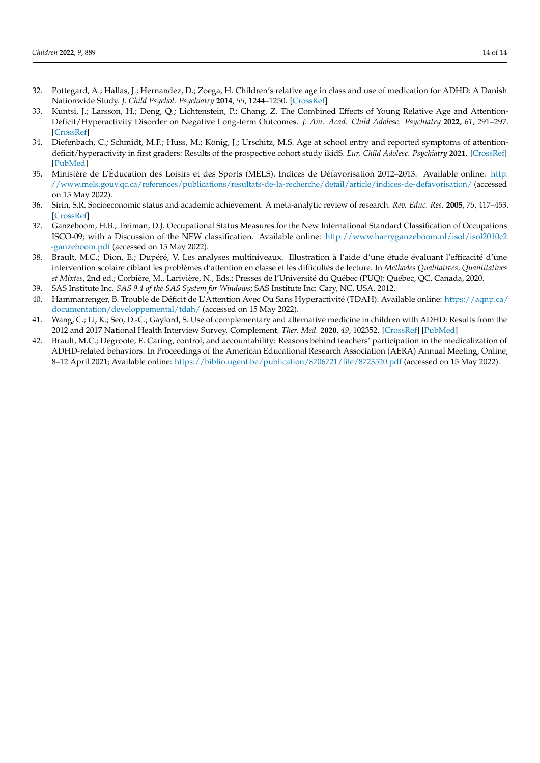32. Pottegard, A.; Hallas, J.; Hernandez, D.; Zoega, H. Children's relative age in class and use of medication for ADHD: A Danish Nationwide Study. *J. Child Psychol. Psychiatry* **2014**, *55*, 1244–1250. [CrossRef]
33. Kuntsi, J.; Larsson, H.; Deng, Q.; Lichtenstein, P.; Chang, Z. The Combined Effects of Young Relative Age and Attention-Deficit/Hyperactivity Disorder on Negative Long-term Outcomes. *J. Am. Acad. Child Adolesc. Psychiatry* **2022**, *61*, 291–297. [CrossRef]
34. Diefenbach, C.; Schmidt, M.F.; Huss, M.; König, J.; Urschitz, M.S. Age at school entry and reported symptoms of attention-deficit/hyperactivity in first graders: Results of the prospective cohort study ikidS. *Eur. Child Adolesc. Psychiatry* **2021**. [CrossRef] [PubMed]
35. Ministère de L'Éducation des Loisirs et des Sports (MELS). Indices de Défavorisation 2012–2013. Available online: http://www.mels.gouv.qc.ca/references/publications/resultats-de-la-recherche/detail/article/indices-de-defavorisation/ (accessed on 15 May 2022).
36. Sirin, S.R. Socioeconomic status and academic achievement: A meta-analytic review of research. *Rev. Educ. Res.* **2005**, *75*, 417–453. [CrossRef]
37. Ganzeboom, H.B.; Treiman, D.J. Occupational Status Measures for the New International Standard Classification of Occupations ISCO-09; with a Discussion of the NEW classification. Available online: http://www.harryganzeboom.nl/isol/isol2010c2-ganzeboom.pdf (accessed on 15 May 2022).
38. Brault, M.C.; Dion, E.; Dupéré, V. Les analyses multiniveaux. Illustration à l'aide d'une étude évaluant l'efficacité d'une intervention scolaire ciblant les problèmes d'attention en classe et les difficultés de lecture. In *Méthodes Qualitatives, Quantitatives et Mixtes*, 2nd ed.; Corbière, M., Larivière, N., Eds.; Presses de l'Université du Québec (PUQ): Québec, QC, Canada, 2020.
39. SAS Institute Inc. *SAS 9.4 of the SAS System for Windows*; SAS Institute Inc: Cary, NC, USA, 2012.
40. Hammarrenger, B. Trouble de Déficit de L'Attention Avec Ou Sans Hyperactivité (TDAH). Available online: https://aqnp.ca/documentation/developpemental/tdah/ (accessed on 15 May 2022).
41. Wang, C.; Li, K.; Seo, D.-C.; Gaylord, S. Use of complementary and alternative medicine in children with ADHD: Results from the 2012 and 2017 National Health Interview Survey. Complement. *Ther. Med.* **2020**, *49*, 102352. [CrossRef] [PubMed]
42. Brault, M.C.; Degroote, E. Caring, control, and accountability: Reasons behind teachers' participation in the medicalization of ADHD-related behaviors. In Proceedings of the American Educational Research Association (AERA) Annual Meeting, Online, 8–12 April 2021; Available online: https://biblio.ugent.be/publication/8706721/file/8723520.pdf (accessed on 15 May 2022).